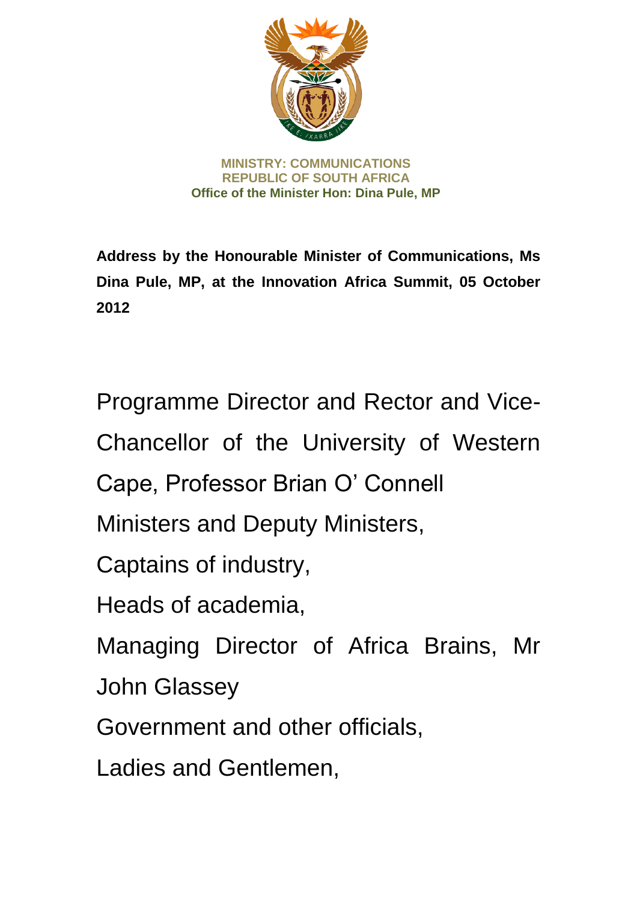**MINISTRY: COMMUNICATIONS**
**REPUBLIC OF SOUTH AFRICA**
**Office of the Minister Hon: Dina Pule, MP**

**Address by the Honourable Minister of Communications, Ms Dina Pule, MP, at the Innovation Africa Summit, 05 October 2012**

Programme Director and Rector and Vice-Chancellor of the University of Western Cape, Professor Brian O' Connell

Ministers and Deputy Ministers,

Captains of industry,

Heads of academia,

Managing Director of Africa Brains, Mr John Glassey

Government and other officials,

Ladies and Gentlemen,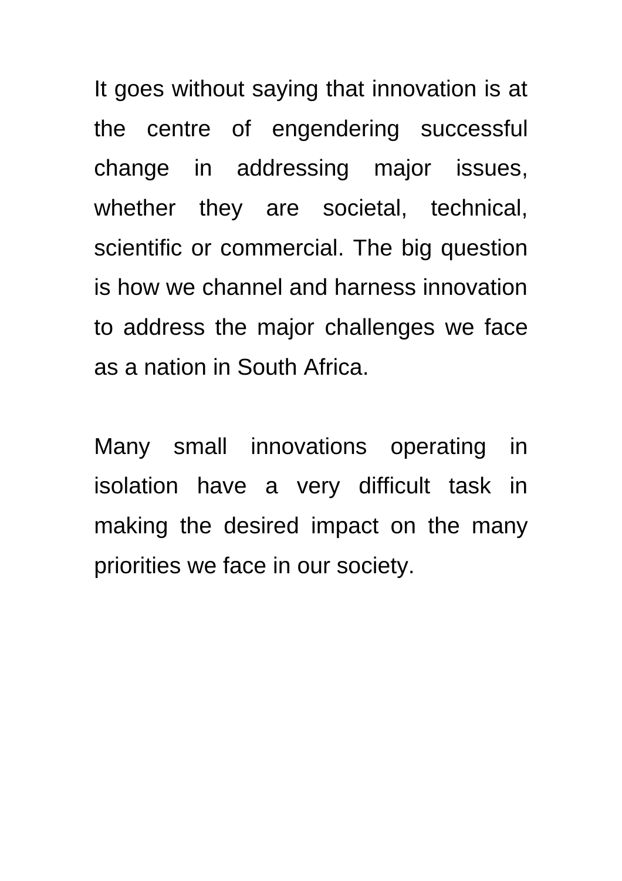It goes without saying that innovation is at the centre of engendering successful change in addressing major issues, whether they are societal, technical, scientific or commercial. The big question is how we channel and harness innovation to address the major challenges we face as a nation in South Africa.

Many small innovations operating in isolation have a very difficult task in making the desired impact on the many priorities we face in our society.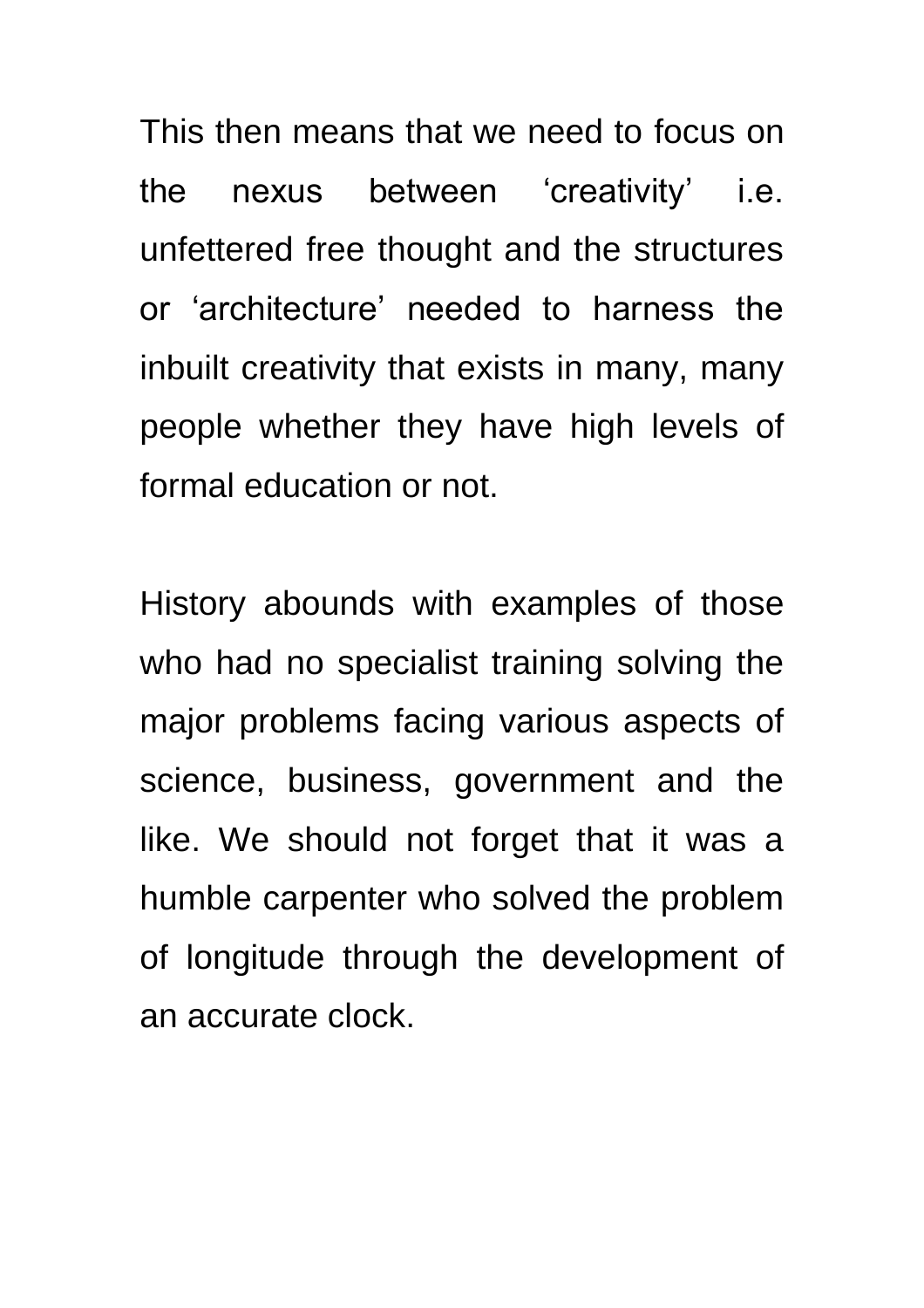This then means that we need to focus on the nexus between ‘creativity’ i.e. unfettered free thought and the structures or ‘architecture’ needed to harness the inbuilt creativity that exists in many, many people whether they have high levels of formal education or not.

History abounds with examples of those who had no specialist training solving the major problems facing various aspects of science, business, government and the like. We should not forget that it was a humble carpenter who solved the problem of longitude through the development of an accurate clock.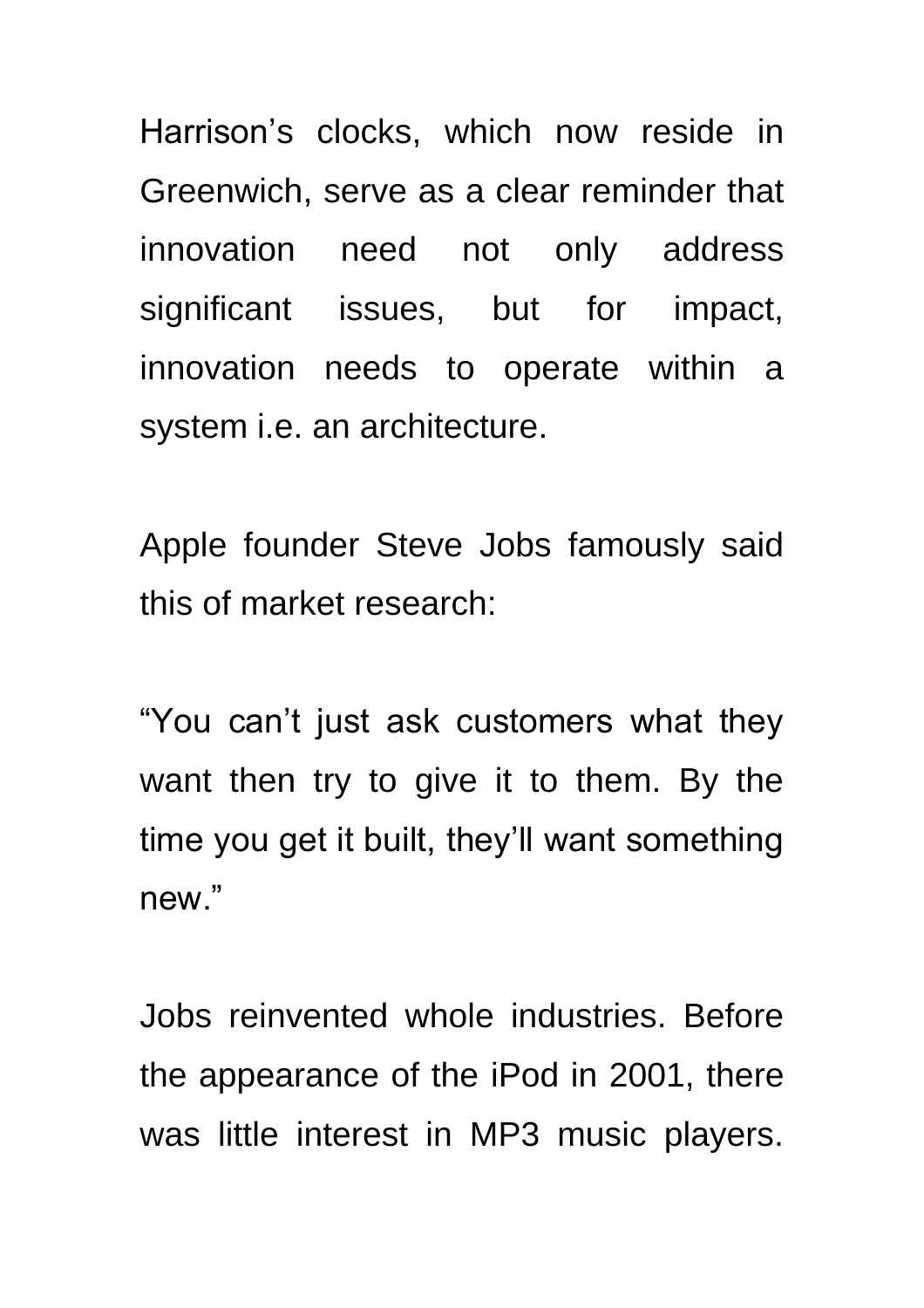Harrison's clocks, which now reside in Greenwich, serve as a clear reminder that innovation need not only address significant issues, but for impact, innovation needs to operate within a system i.e. an architecture.

Apple founder Steve Jobs famously said this of market research:

"You can't just ask customers what they want then try to give it to them. By the time you get it built, they'll want something new."

Jobs reinvented whole industries. Before the appearance of the iPod in 2001, there was little interest in MP3 music players.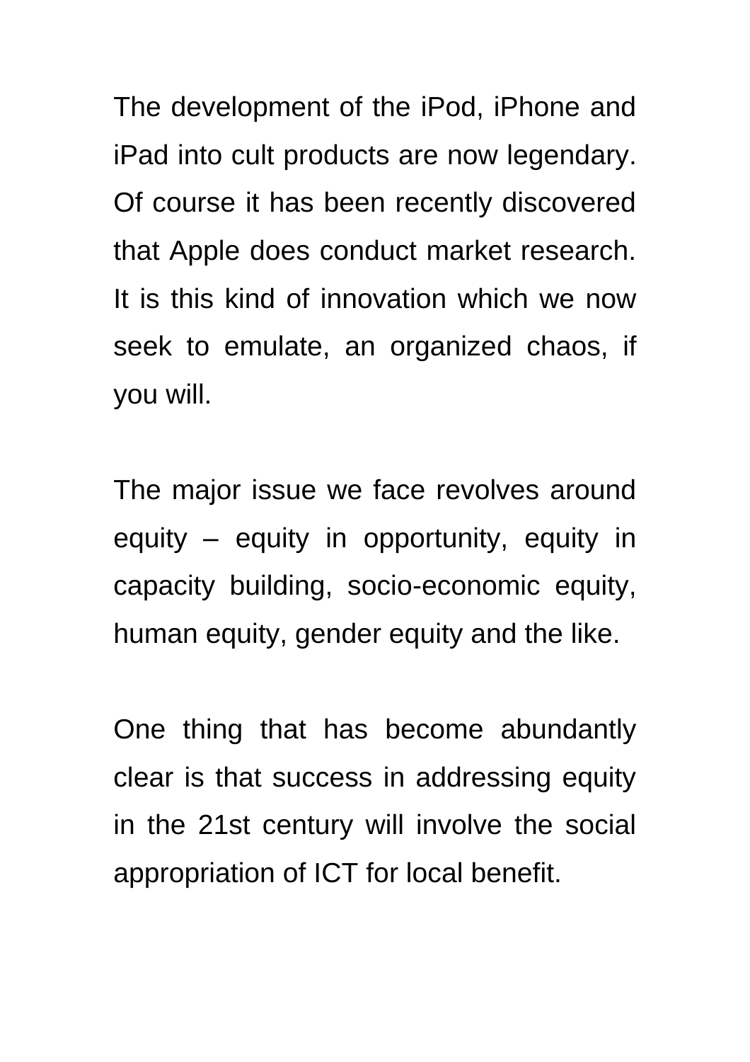The development of the iPod, iPhone and iPad into cult products are now legendary. Of course it has been recently discovered that Apple does conduct market research. It is this kind of innovation which we now seek to emulate, an organized chaos, if you will.

The major issue we face revolves around equity – equity in opportunity, equity in capacity building, socio-economic equity, human equity, gender equity and the like.

One thing that has become abundantly clear is that success in addressing equity in the 21st century will involve the social appropriation of ICT for local benefit.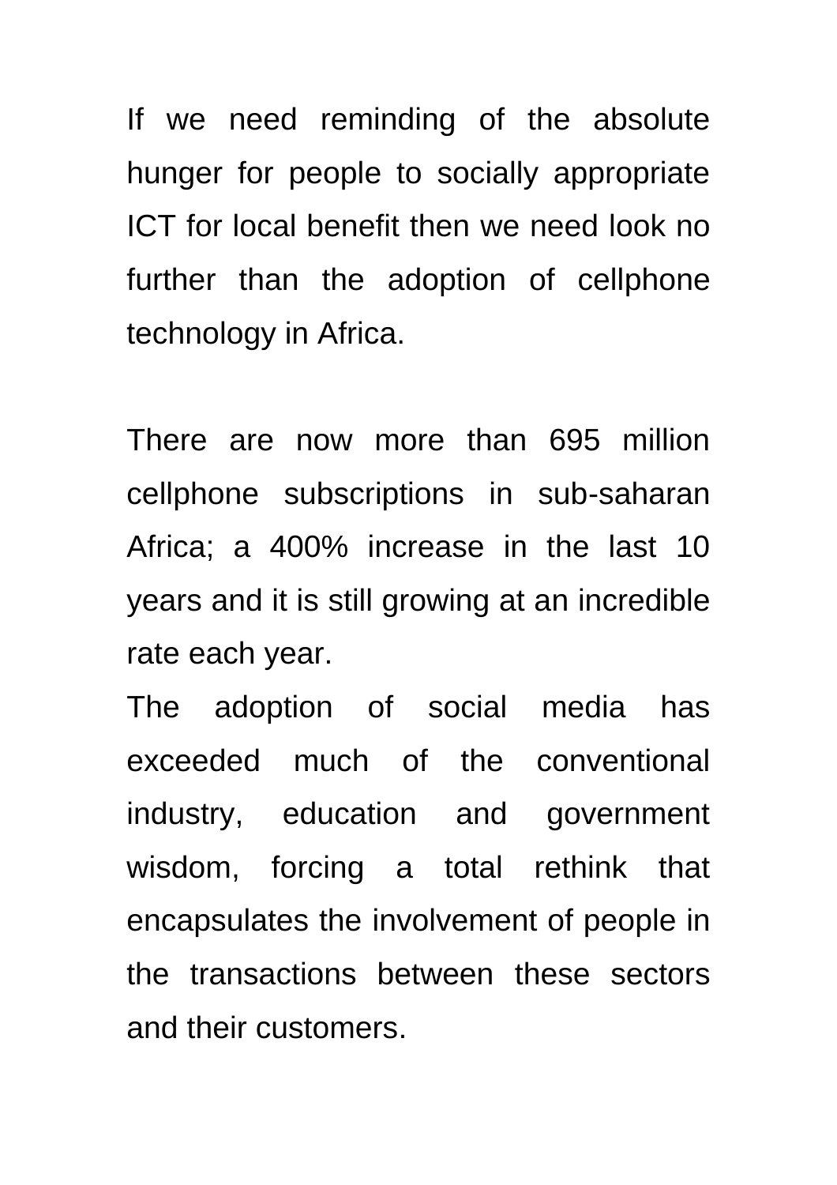If we need reminding of the absolute hunger for people to socially appropriate ICT for local benefit then we need look no further than the adoption of cellphone technology in Africa.

There are now more than 695 million cellphone subscriptions in sub-saharan Africa; a 400% increase in the last 10 years and it is still growing at an incredible rate each year.

The adoption of social media has exceeded much of the conventional industry, education and government wisdom, forcing a total rethink that encapsulates the involvement of people in the transactions between these sectors and their customers.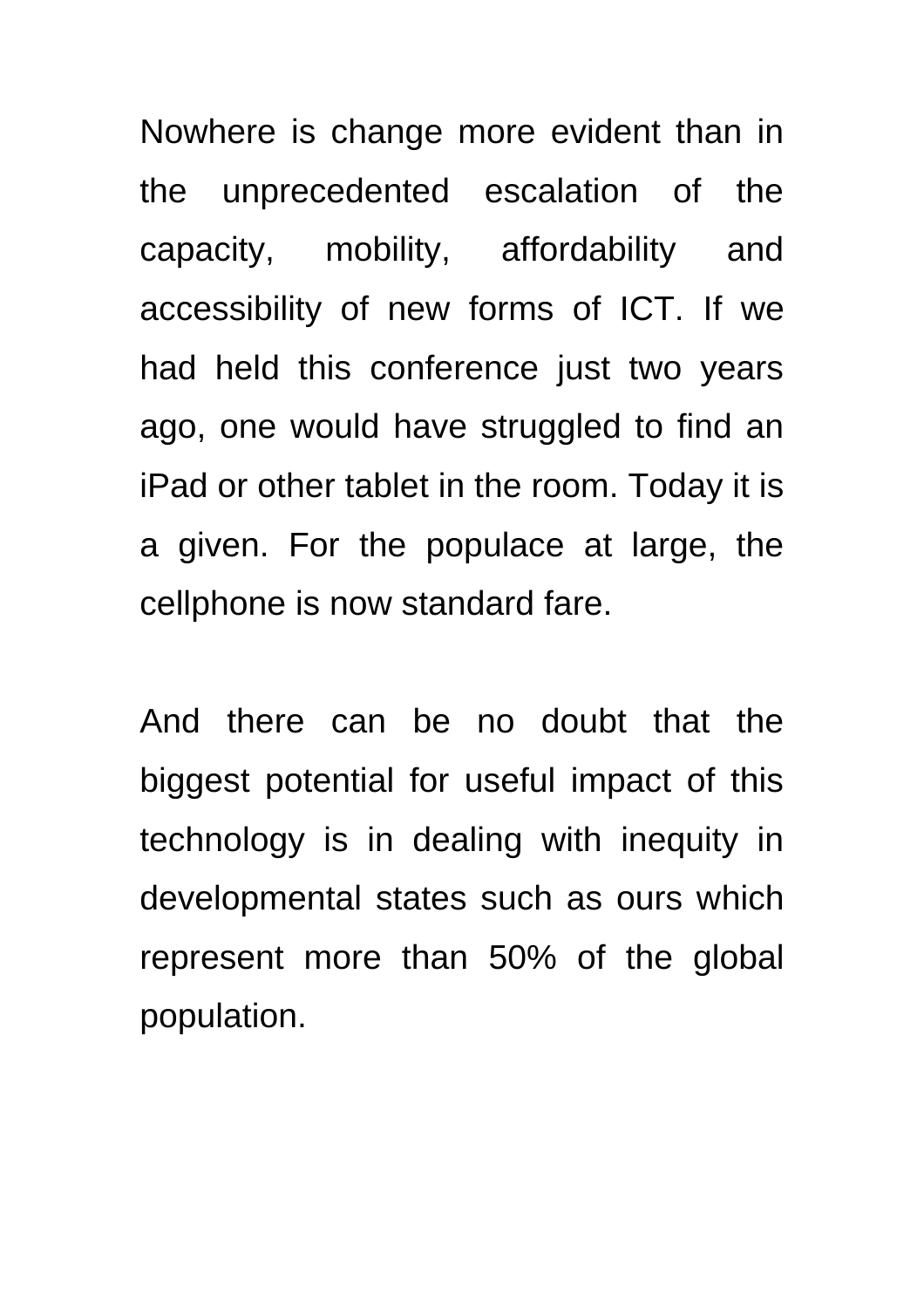Nowhere is change more evident than in the unprecedented escalation of the capacity, mobility, affordability and accessibility of new forms of ICT. If we had held this conference just two years ago, one would have struggled to find an iPad or other tablet in the room. Today it is a given. For the populace at large, the cellphone is now standard fare.

And there can be no doubt that the biggest potential for useful impact of this technology is in dealing with inequity in developmental states such as ours which represent more than 50% of the global population.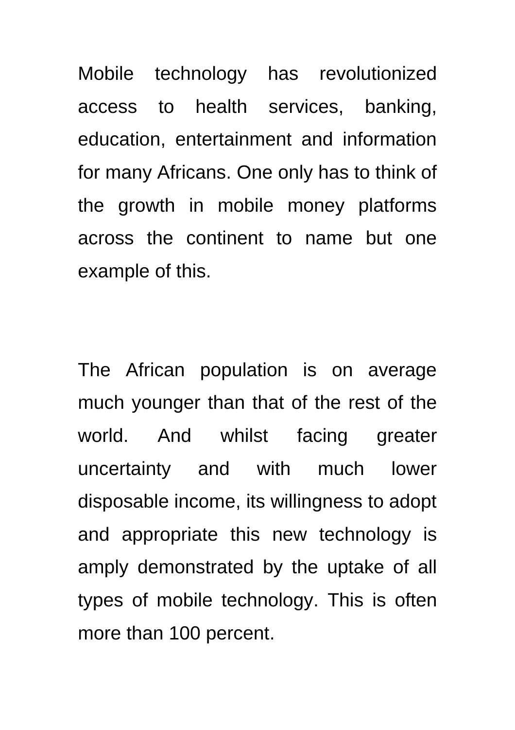Mobile technology has revolutionized access to health services, banking, education, entertainment and information for many Africans. One only has to think of the growth in mobile money platforms across the continent to name but one example of this.

The African population is on average much younger than that of the rest of the world. And whilst facing greater uncertainty and with much lower disposable income, its willingness to adopt and appropriate this new technology is amply demonstrated by the uptake of all types of mobile technology. This is often more than 100 percent.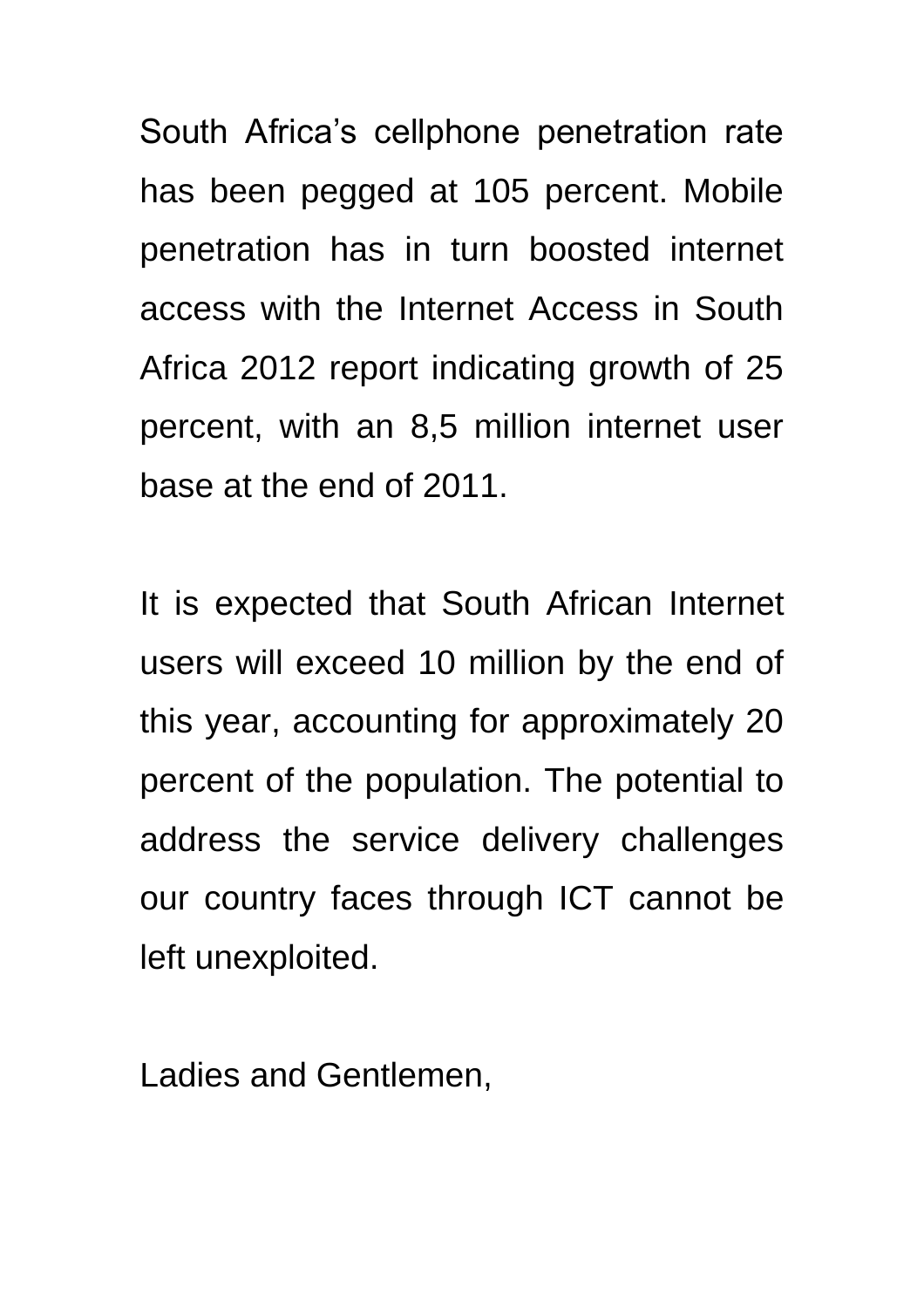South Africa's cellphone penetration rate has been pegged at 105 percent. Mobile penetration has in turn boosted internet access with the Internet Access in South Africa 2012 report indicating growth of 25 percent, with an 8,5 million internet user base at the end of 2011.

It is expected that South African Internet users will exceed 10 million by the end of this year, accounting for approximately 20 percent of the population. The potential to address the service delivery challenges our country faces through ICT cannot be left unexploited.

Ladies and Gentlemen,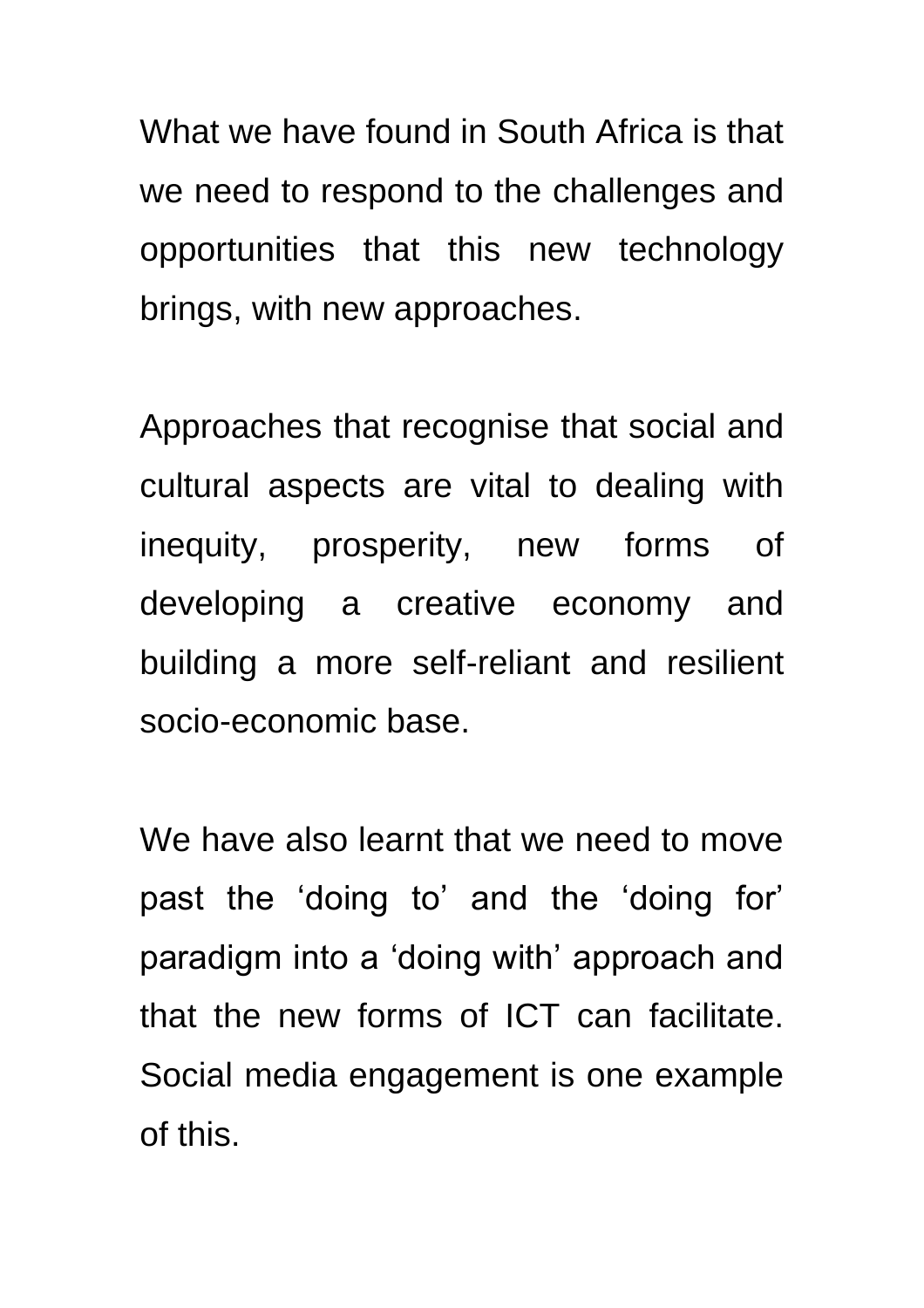What we have found in South Africa is that we need to respond to the challenges and opportunities that this new technology brings, with new approaches.

Approaches that recognise that social and cultural aspects are vital to dealing with inequity, prosperity, new forms of developing a creative economy and building a more self-reliant and resilient socio-economic base.

We have also learnt that we need to move past the ‘doing to’ and the ‘doing for’ paradigm into a ‘doing with’ approach and that the new forms of ICT can facilitate. Social media engagement is one example of this.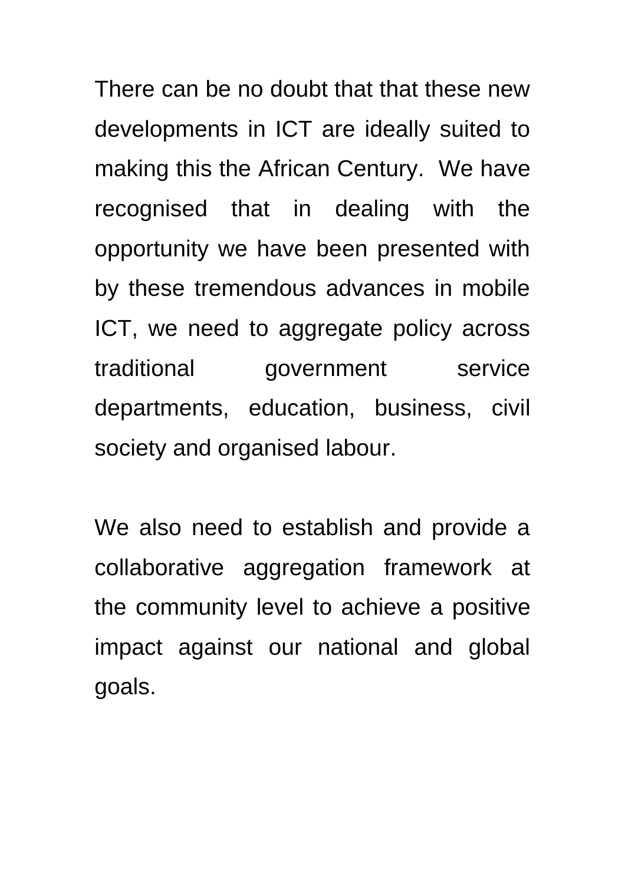There can be no doubt that that these new developments in ICT are ideally suited to making this the African Century.  We have recognised that in dealing with the opportunity we have been presented with by these tremendous advances in mobile ICT, we need to aggregate policy across traditional government service departments, education, business, civil society and organised labour.

We also need to establish and provide a collaborative aggregation framework at the community level to achieve a positive impact against our national and global goals.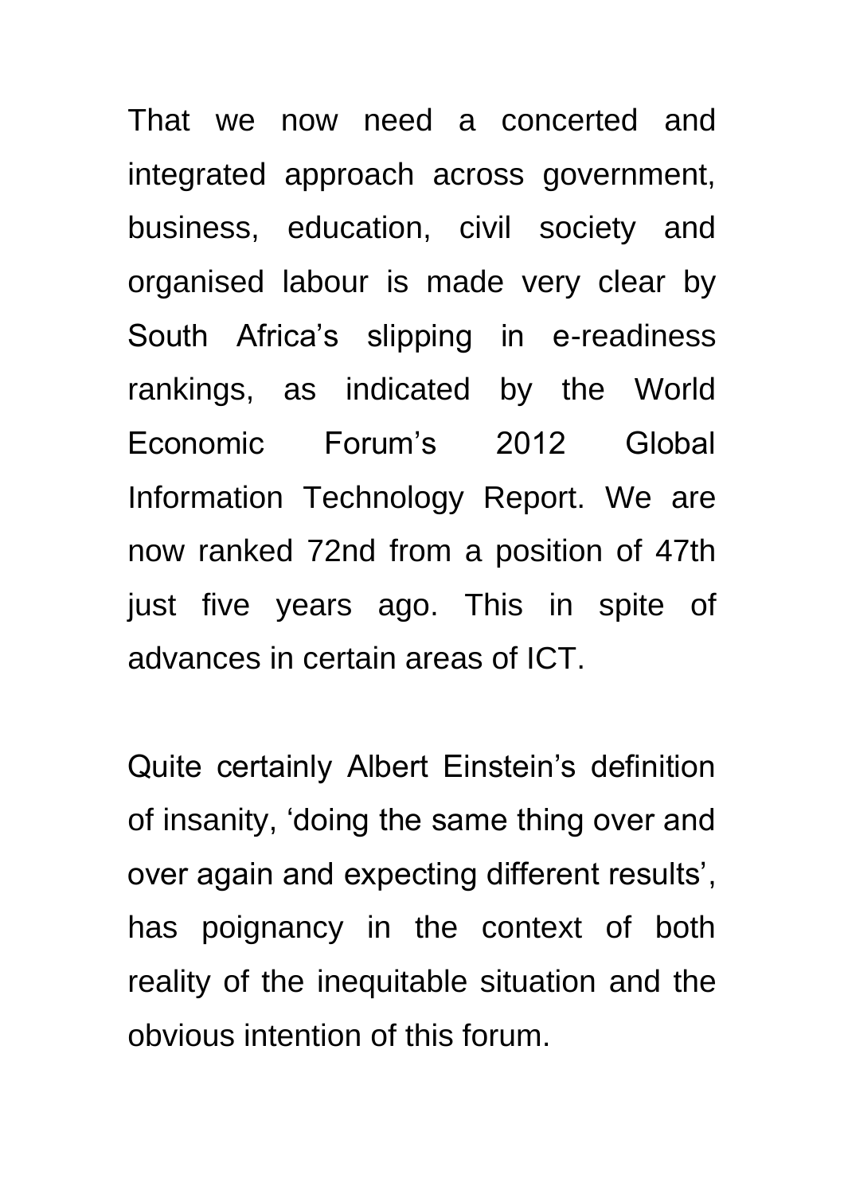That we now need a concerted and integrated approach across government, business, education, civil society and organised labour is made very clear by South Africa's slipping in e-readiness rankings, as indicated by the World Economic Forum's 2012 Global Information Technology Report. We are now ranked 72nd from a position of 47th just five years ago. This in spite of advances in certain areas of ICT.

Quite certainly Albert Einstein's definition of insanity, 'doing the same thing over and over again and expecting different results', has poignancy in the context of both reality of the inequitable situation and the obvious intention of this forum.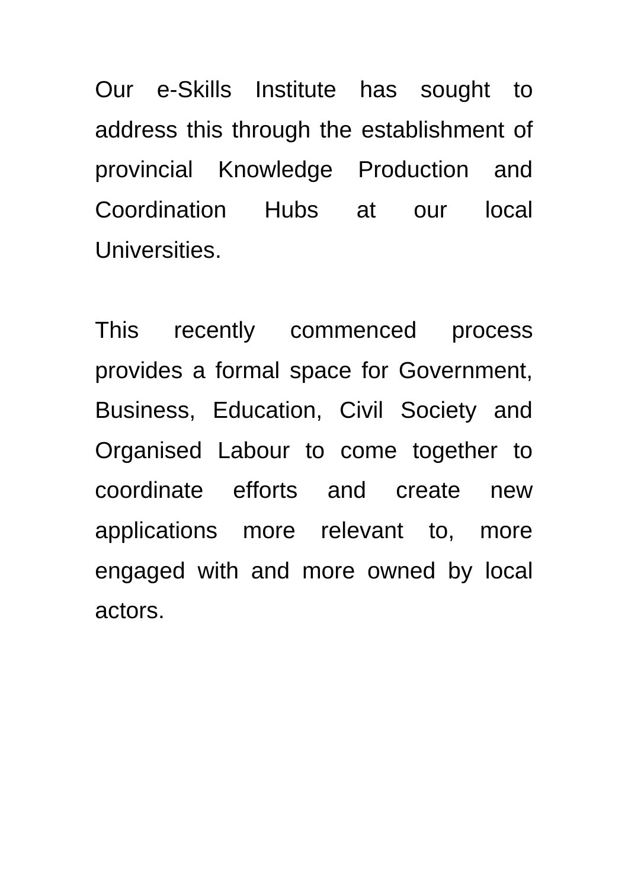Our e-Skills Institute has sought to address this through the establishment of provincial Knowledge Production and Coordination Hubs at our local Universities.

This recently commenced process provides a formal space for Government, Business, Education, Civil Society and Organised Labour to come together to coordinate efforts and create new applications more relevant to, more engaged with and more owned by local actors.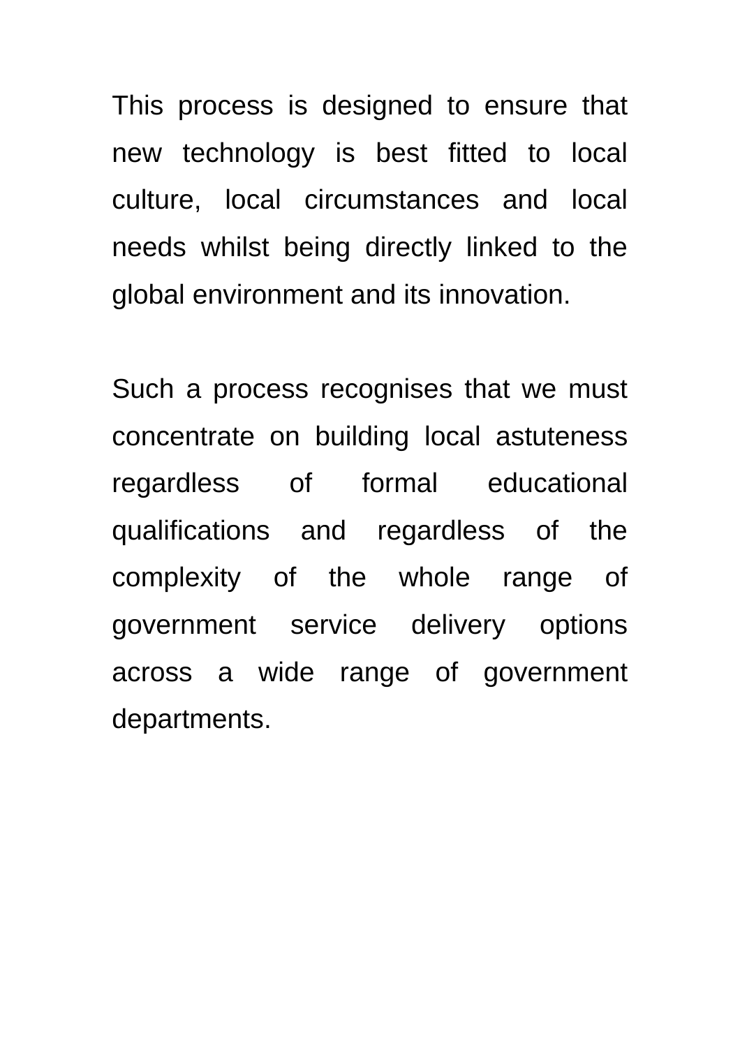This process is designed to ensure that new technology is best fitted to local culture, local circumstances and local needs whilst being directly linked to the global environment and its innovation.

Such a process recognises that we must concentrate on building local astuteness regardless of formal educational qualifications and regardless of the complexity of the whole range of government service delivery options across a wide range of government departments.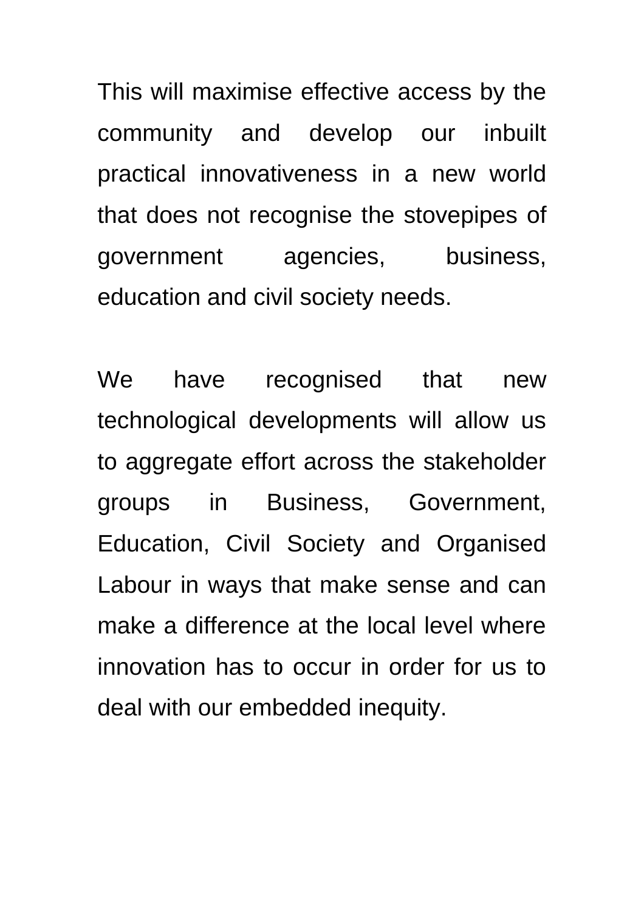This will maximise effective access by the community and develop our inbuilt practical innovativeness in a new world that does not recognise the stovepipes of government agencies, business, education and civil society needs.

We have recognised that new technological developments will allow us to aggregate effort across the stakeholder groups in Business, Government, Education, Civil Society and Organised Labour in ways that make sense and can make a difference at the local level where innovation has to occur in order for us to deal with our embedded inequity.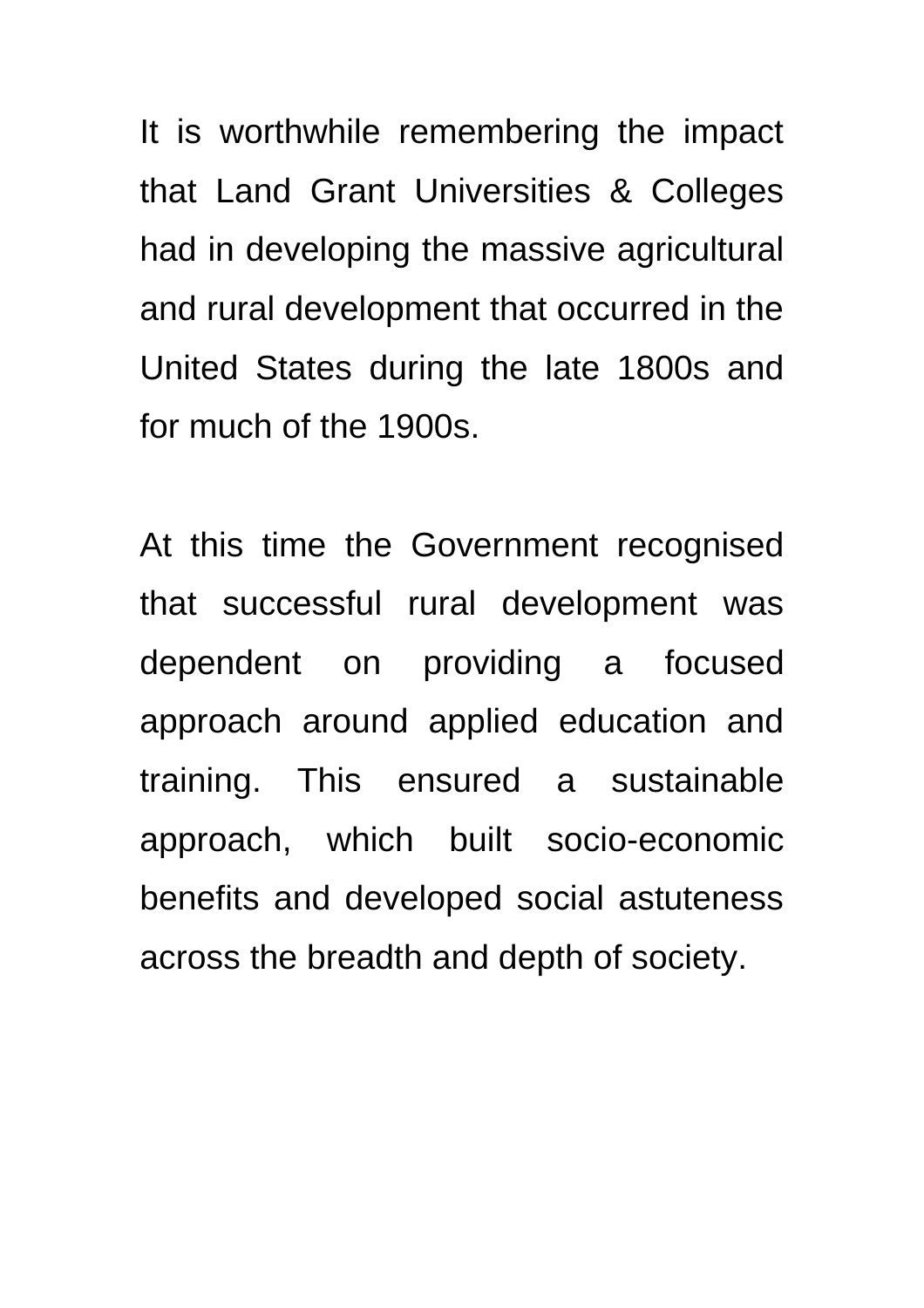It is worthwhile remembering the impact that Land Grant Universities & Colleges had in developing the massive agricultural and rural development that occurred in the United States during the late 1800s and for much of the 1900s.

At this time the Government recognised that successful rural development was dependent on providing a focused approach around applied education and training. This ensured a sustainable approach, which built socio-economic benefits and developed social astuteness across the breadth and depth of society.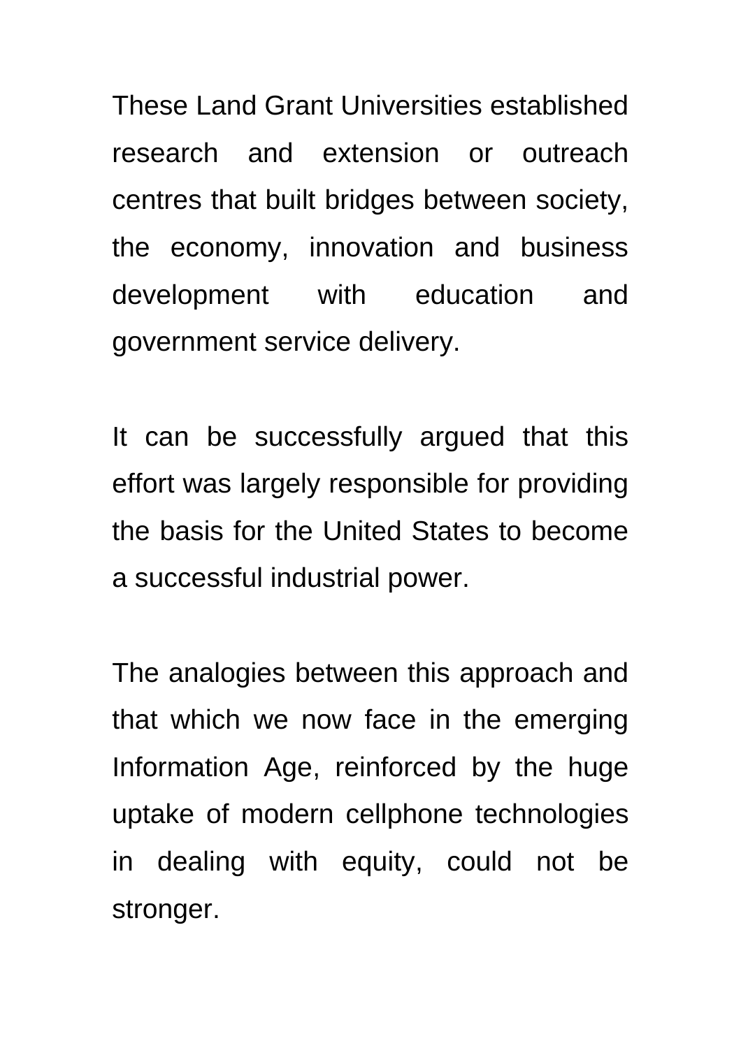These Land Grant Universities established research and extension or outreach centres that built bridges between society, the economy, innovation and business development with education and government service delivery.

It can be successfully argued that this effort was largely responsible for providing the basis for the United States to become a successful industrial power.

The analogies between this approach and that which we now face in the emerging Information Age, reinforced by the huge uptake of modern cellphone technologies in dealing with equity, could not be stronger.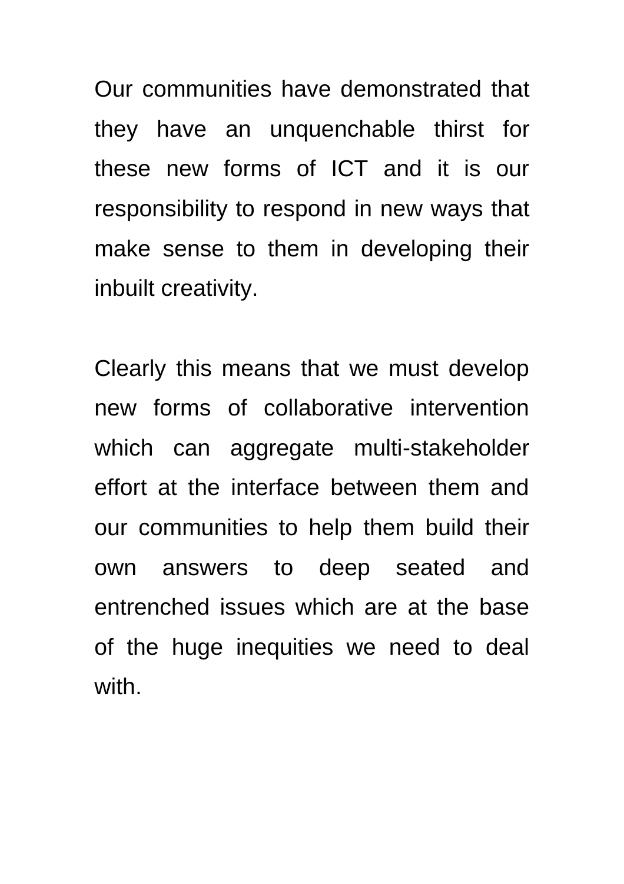Our communities have demonstrated that they have an unquenchable thirst for these new forms of ICT and it is our responsibility to respond in new ways that make sense to them in developing their inbuilt creativity.

Clearly this means that we must develop new forms of collaborative intervention which can aggregate multi-stakeholder effort at the interface between them and our communities to help them build their own answers to deep seated and entrenched issues which are at the base of the huge inequities we need to deal with.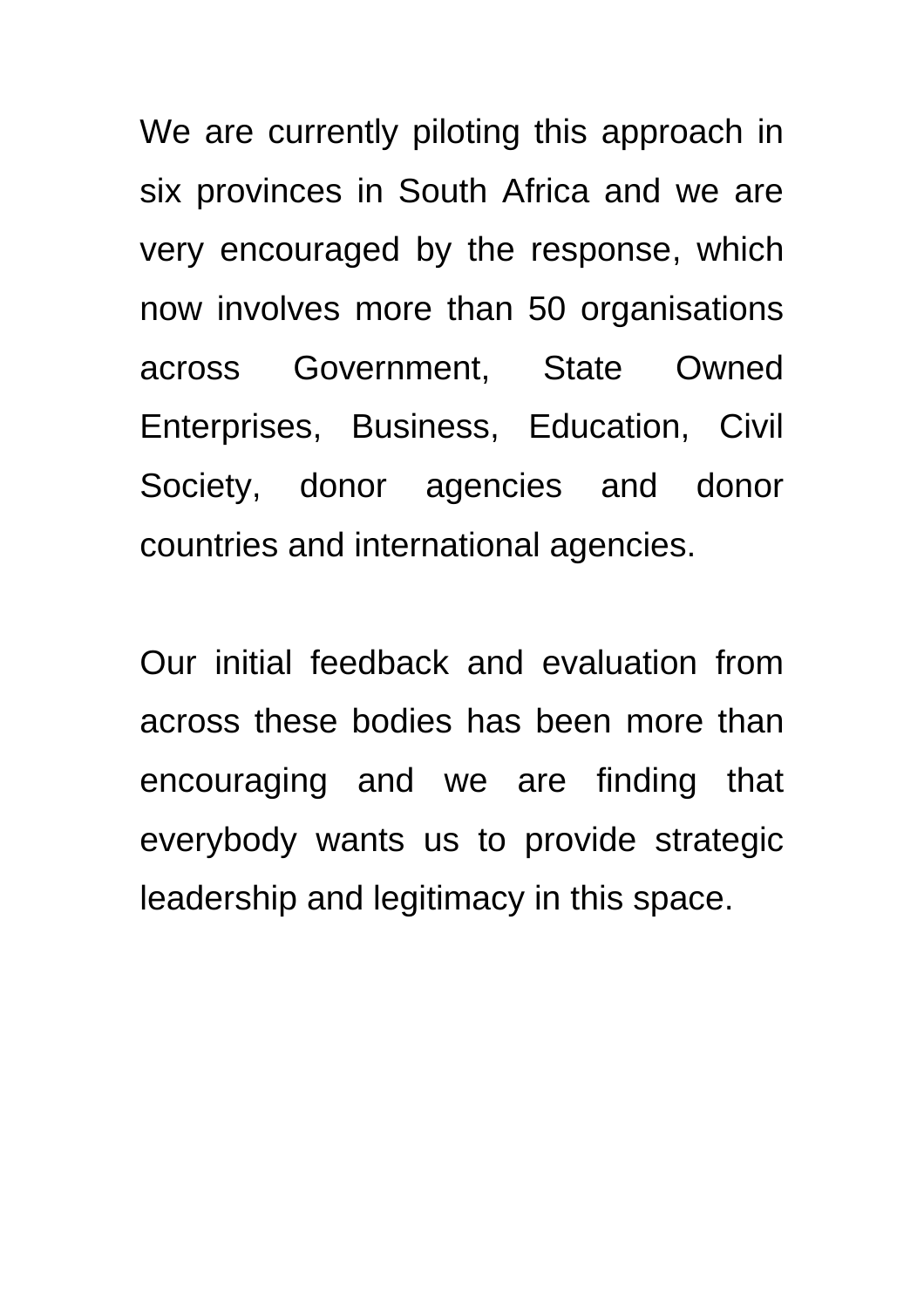We are currently piloting this approach in six provinces in South Africa and we are very encouraged by the response, which now involves more than 50 organisations across Government, State Owned Enterprises, Business, Education, Civil Society, donor agencies and donor countries and international agencies.

Our initial feedback and evaluation from across these bodies has been more than encouraging and we are finding that everybody wants us to provide strategic leadership and legitimacy in this space.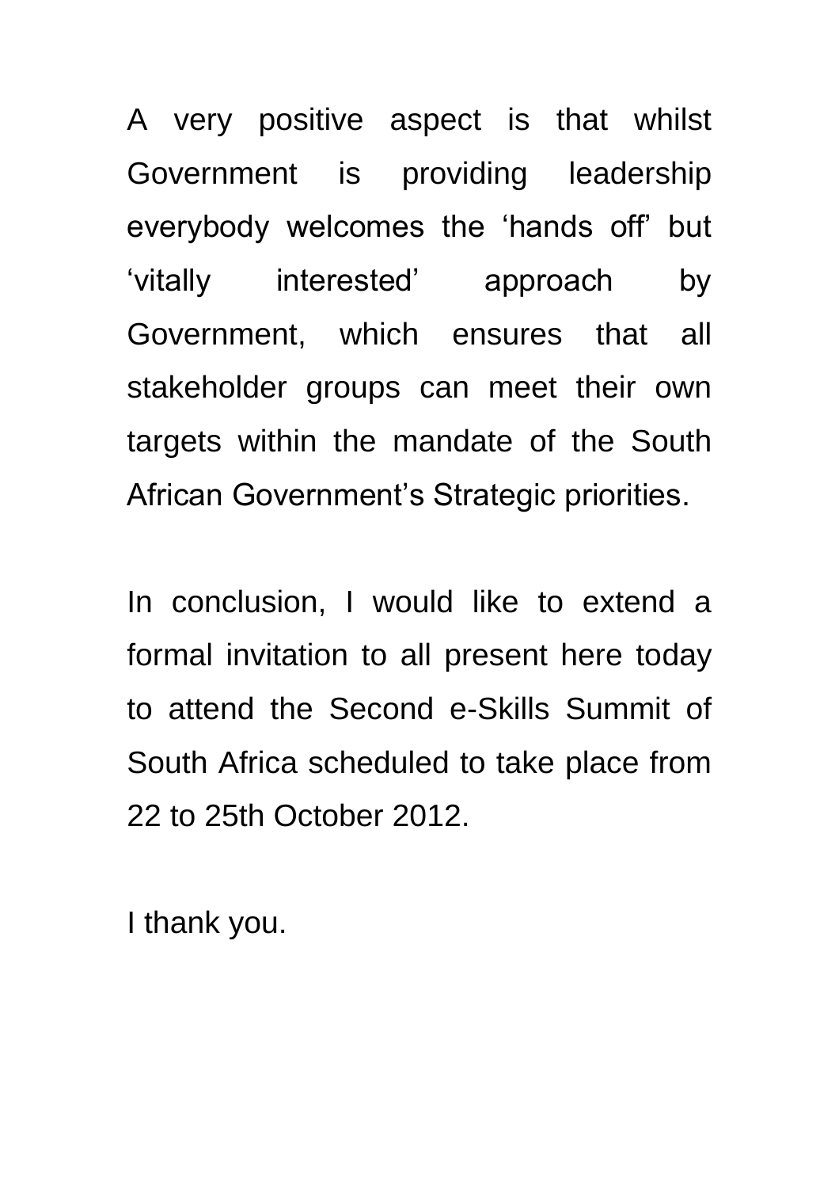A very positive aspect is that whilst Government is providing leadership everybody welcomes the ‘hands off’ but ‘vitally interested’ approach by Government, which ensures that all stakeholder groups can meet their own targets within the mandate of the South African Government’s Strategic priorities.

In conclusion, I would like to extend a formal invitation to all present here today to attend the Second e-Skills Summit of South Africa scheduled to take place from 22 to 25th October 2012.

I thank you.